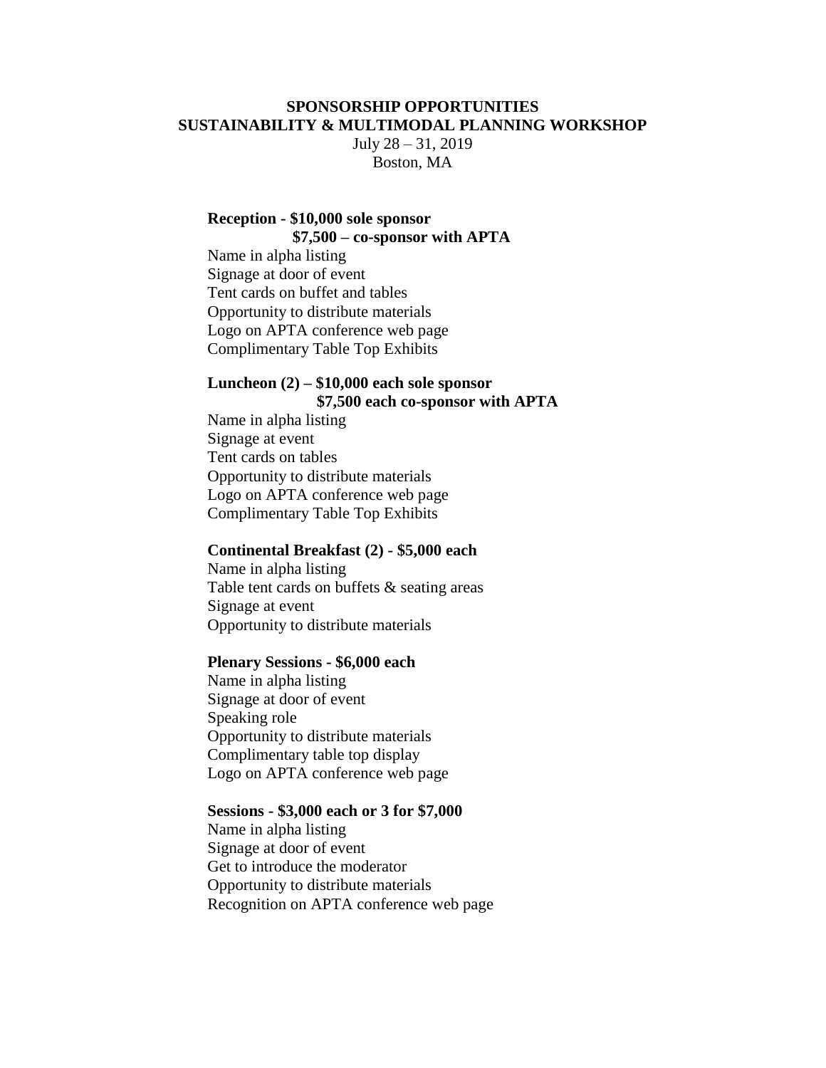**SPONSORSHIP OPPORTUNITIES**
**SUSTAINABILITY & MULTIMODAL PLANNING WORKSHOP**

July 28 – 31, 2019
Boston, MA

**Reception - $10,000 sole sponsor**
**$7,500 – co-sponsor with APTA**

Name in alpha listing
Signage at door of event
Tent cards on buffet and tables
Opportunity to distribute materials
Logo on APTA conference web page
Complimentary Table Top Exhibits

**Luncheon (2) – $10,000 each sole sponsor**
**$7,500 each co-sponsor with APTA**

Name in alpha listing
Signage at event
Tent cards on tables
Opportunity to distribute materials
Logo on APTA conference web page
Complimentary Table Top Exhibits

**Continental Breakfast (2) - $5,000 each**

Name in alpha listing
Table tent cards on buffets & seating areas
Signage at event
Opportunity to distribute materials

**Plenary Sessions - $6,000 each**

Name in alpha listing
Signage at door of event
Speaking role
Opportunity to distribute materials
Complimentary table top display
Logo on APTA conference web page

**Sessions - $3,000 each or 3 for $7,000**

Name in alpha listing
Signage at door of event
Get to introduce the moderator
Opportunity to distribute materials
Recognition on APTA conference web page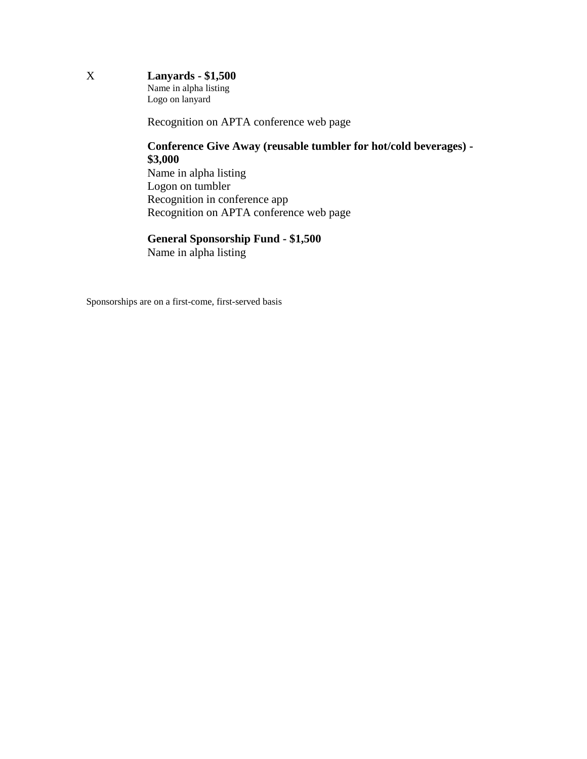X **Lanyards - $1,500**
Name in alpha listing
Logo on lanyard

Recognition on APTA conference web page

**Conference Give Away (reusable tumbler for hot/cold beverages) - $3,000**
Name in alpha listing
Logon on tumbler
Recognition in conference app
Recognition on APTA conference web page

**General Sponsorship Fund - $1,500**
Name in alpha listing

Sponsorships are on a first-come, first-served basis